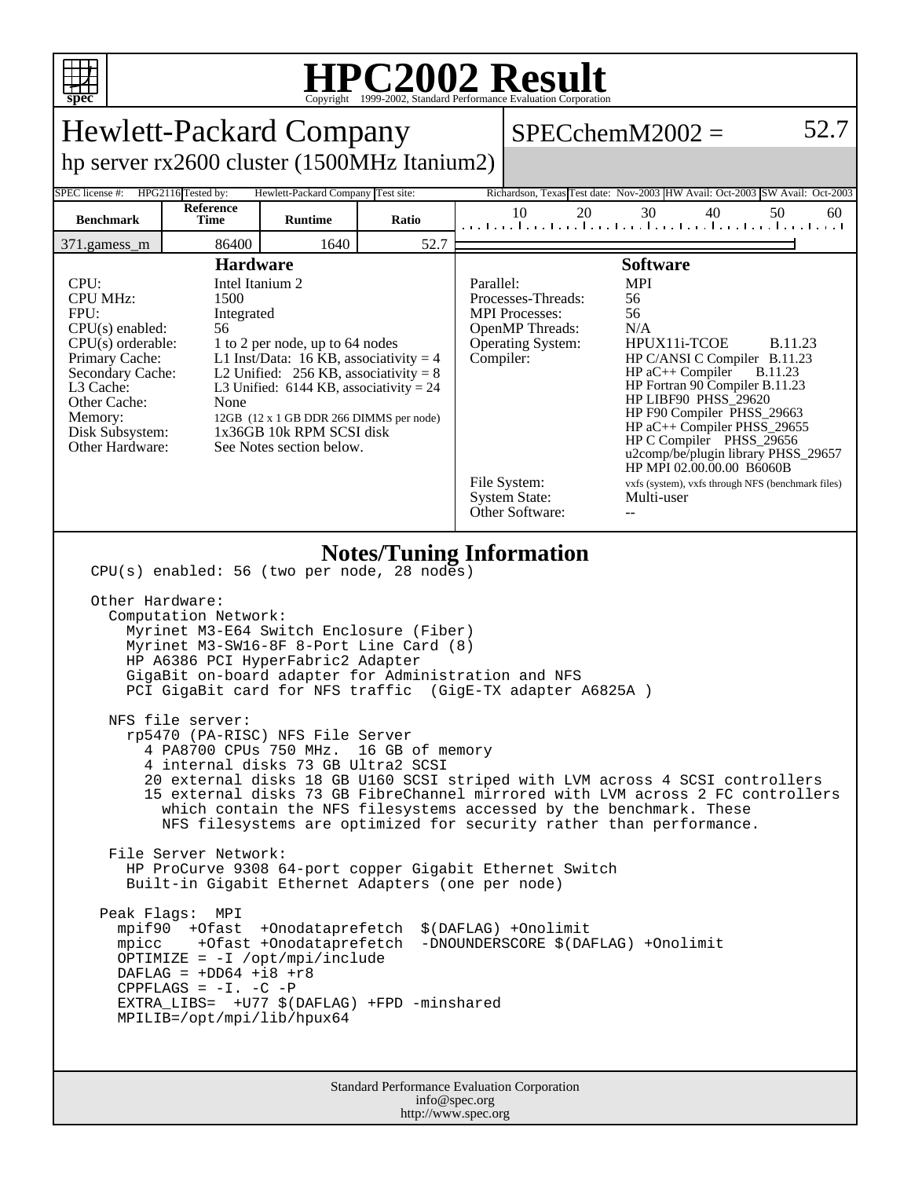# HPC2002 Result

Copyright 1999-2002, Standard Performance Evaluation Corporation

## Hewlett-Packard Company

hp server rx2600 cluster (1500MHz Itanium2)

SPECchemM2002 = 52.7

| SPEC license #: | HPG2116 | Tested by: | Hewlett-Packard Company | Test site: | Richardson, Texas | Test date: | Nov-2003 | HW Avail: | Oct-2003 | SW Avail: | Oct-2003 |
|---|---|---|---|---|---|---|---|---|---|---|---|

| Benchmark | Reference Time | Runtime | Ratio |
|---|---|---|---|
| 371.gamess_m | 86400 | 1640 | 52.7 |

### Hardware

| | |
|---|---|
| CPU: | Intel Itanium 2 |
| CPU MHz: | 1500 |
| FPU: | Integrated |
| CPU(s) enabled: | 56 |
| CPU(s) orderable: | 1 to 2 per node, up to 64 nodes |
| Primary Cache: | L1 Inst/Data: 16 KB, associativity = 4 |
| Secondary Cache: | L2 Unified: 256 KB, associativity = 8 |
| L3 Cache: | L3 Unified: 6144 KB, associativity = 24 |
| Other Cache: | None |
| Memory: | 12GB (12 x 1 GB DDR 266 DIMMS per node) |
| Disk Subsystem: | 1x36GB 10k RPM SCSI disk |
| Other Hardware: | See Notes section below. |

### Software

| | |
|---|---|
| Parallel: | MPI |
| Processes-Threads: | 56 |
| MPI Processes: | 56 |
| OpenMP Threads: | N/A |
| Operating System: | HPUX11i-TCOE B.11.23 |
| Compiler: | HP C/ANSI C Compiler B.11.23<br>HP aC++ Compiler B.11.23<br>HP Fortran 90 Compiler B.11.23<br>HP LIBF90 PHSS_29620<br>HP F90 Compiler PHSS_29663<br>HP aC++ Compiler PHSS_29655<br>HP C Compiler PHSS_29656<br>u2comp/be/plugin library PHSS_29657<br>HP MPI 02.00.00.00 B6060B |
| File System: | vxfs (system), vxfs through NFS (benchmark files) |
| System State: | Multi-user |
| Other Software: | -- |

### Notes/Tuning Information

```
CPU(s) enabled: 56 (two per node, 28 nodes)

Other Hardware:
  Computation Network:
    Myrinet M3-E64 Switch Enclosure (Fiber)
    Myrinet M3-SW16-8F 8-Port Line Card (8)
    HP A6386 PCI HyperFabric2 Adapter
    GigaBit on-board adapter for Administration and NFS
    PCI GigaBit card for NFS traffic  (GigE-TX adapter A6825A )

  NFS file server:
    rp5470 (PA-RISC) NFS File Server
      4 PA8700 CPUs 750 MHz.  16 GB of memory
      4 internal disks 73 GB Ultra2 SCSI
      20 external disks 18 GB U160 SCSI striped with LVM across 4 SCSI controllers
      15 external disks 73 GB FibreChannel mirrored with LVM across 2 FC controllers
        which contain the NFS filesystems accessed by the benchmark. These
        NFS filesystems are optimized for security rather than performance.

  File Server Network:
    HP ProCurve 9308 64-port copper Gigabit Ethernet Switch
    Built-in Gigabit Ethernet Adapters (one per node)

 Peak Flags:  MPI
   mpif90  +Ofast  +Onodataprefetch  $(DAFLAG) +Onolimit
   mpicc    +Ofast +Onodataprefetch  -DNOUNDERSCORE $(DAFLAG) +Onolimit
   OPTIMIZE = -I /opt/mpi/include
   DAFLAG = +DD64 +i8 +r8
   CPPFLAGS = -I. -C -P
   EXTRA_LIBS=  +U77 $(DAFLAG) +FPD -minshared
   MPILIB=/opt/mpi/lib/hpux64
```

Standard Performance Evaluation Corporation
info@spec.org
http://www.spec.org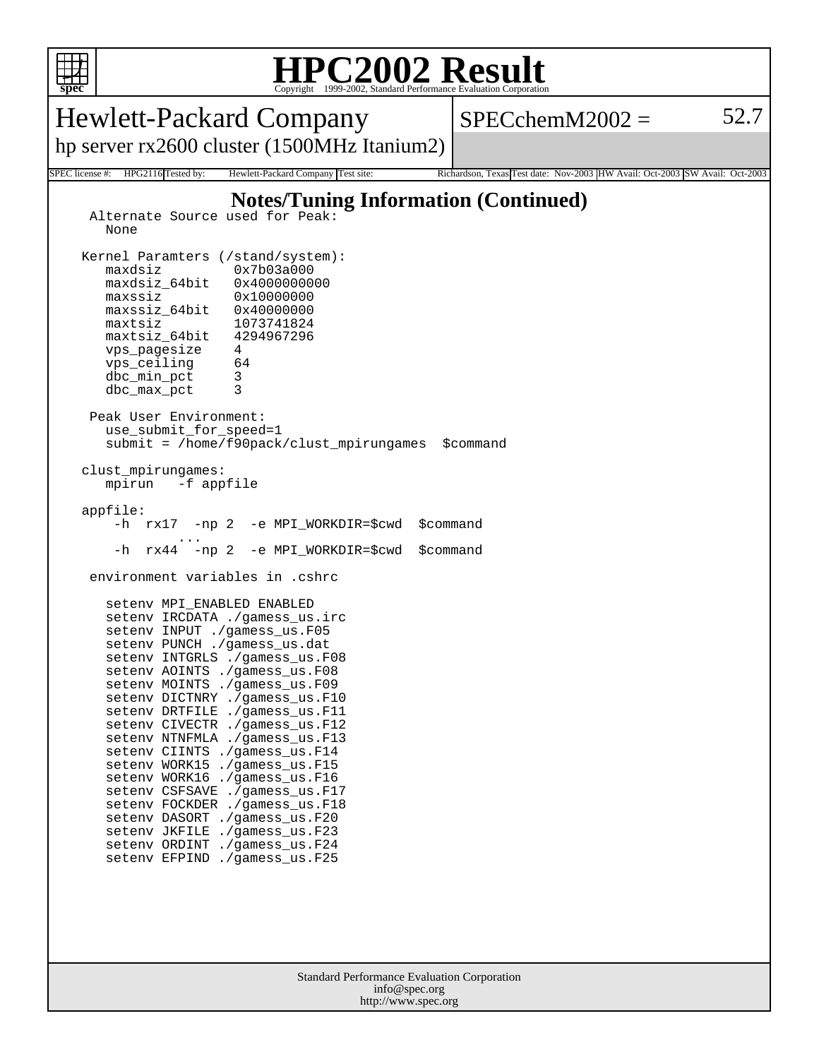# HPC2002 Result

Copyright 1999-2002, Standard Performance Evaluation Corporation

## Hewlett-Packard Company

hp server rx2600 cluster (1500MHz Itanium2)

SPECchemM2002 = 52.7

SPEC license #: HPG2116 Tested by: Hewlett-Packard Company Test site: Richardson, Texas Test date: Nov-2003 HW Avail: Oct-2003 SW Avail: Oct-2003

### Notes/Tuning Information (Continued)

```
 Alternate Source used for Peak:
   None

Kernel Paramters (/stand/system):
   maxdsiz         0x7b03a000
   maxdsiz_64bit   0x4000000000
   maxssiz         0x10000000
   maxssiz_64bit   0x40000000
   maxtsiz         1073741824
   maxtsiz_64bit   4294967296
   vps_pagesize    4
   vps_ceiling     64
   dbc_min_pct     3
   dbc_max_pct     3

 Peak User Environment:
   use_submit_for_speed=1
   submit = /home/f90pack/clust_mpirungames  $command

clust_mpirungames:
   mpirun   -f appfile

appfile:
    -h  rx17  -np 2  -e MPI_WORKDIR=$cwd  $command
           ...
    -h  rx44  -np 2  -e MPI_WORKDIR=$cwd  $command

 environment variables in .cshrc

   setenv MPI_ENABLED ENABLED
   setenv IRCDATA ./gamess_us.irc
   setenv INPUT ./gamess_us.F05
   setenv PUNCH ./gamess_us.dat
   setenv INTGRLS ./gamess_us.F08
   setenv AOINTS ./gamess_us.F08
   setenv MOINTS ./gamess_us.F09
   setenv DICTNRY ./gamess_us.F10
   setenv DRTFILE ./gamess_us.F11
   setenv CIVECTR ./gamess_us.F12
   setenv NTNFMLA ./gamess_us.F13
   setenv CIINTS ./gamess_us.F14
   setenv WORK15 ./gamess_us.F15
   setenv WORK16 ./gamess_us.F16
   setenv CSFSAVE ./gamess_us.F17
   setenv FOCKDER ./gamess_us.F18
   setenv DASORT ./gamess_us.F20
   setenv JKFILE ./gamess_us.F23
   setenv ORDINT ./gamess_us.F24
   setenv EFPIND ./gamess_us.F25
```

Standard Performance Evaluation Corporation
info@spec.org
http://www.spec.org